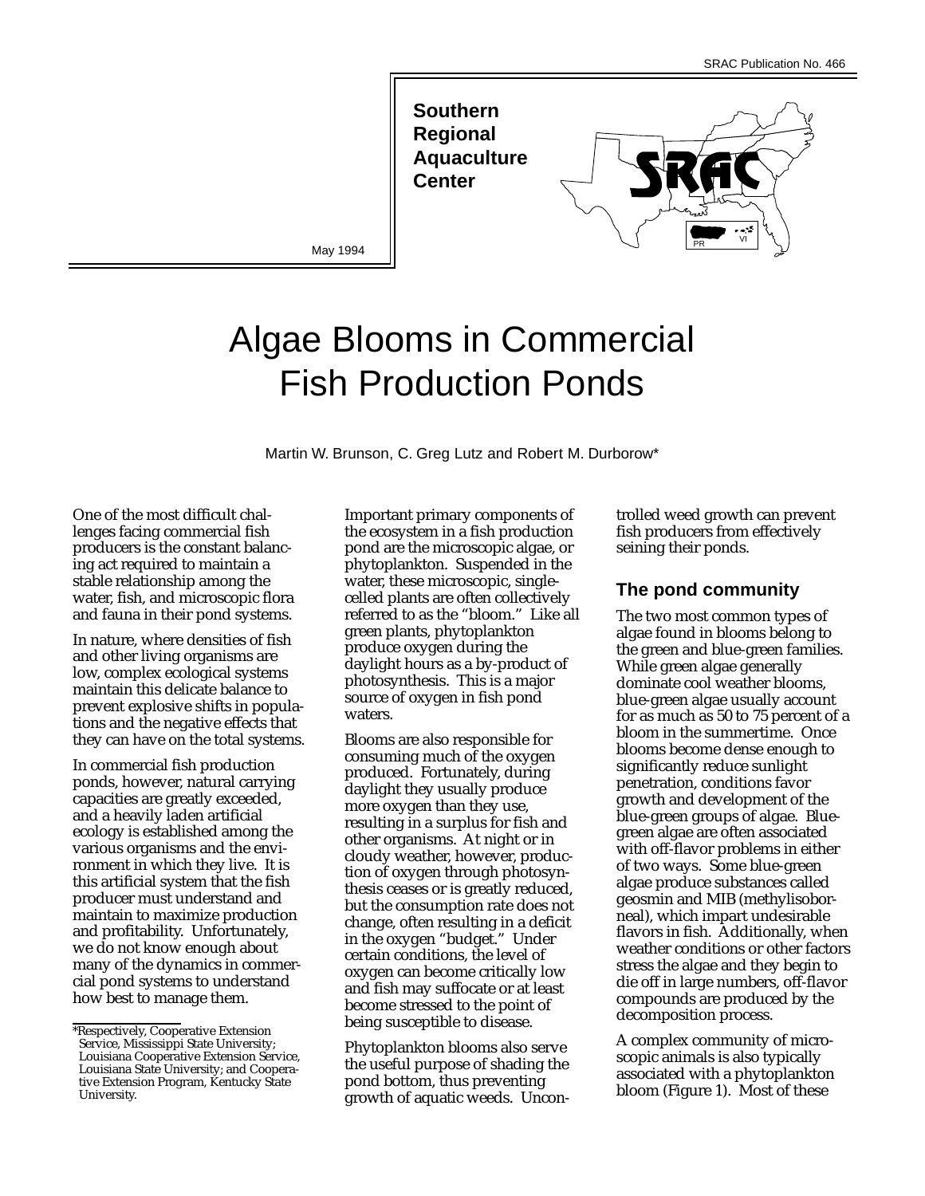SRAC Publication No. 466

Southern Regional Aquaculture Center

May 1994

# Algae Blooms in Commercial Fish Production Ponds

Martin W. Brunson, C. Greg Lutz and Robert M. Durborow*

One of the most difficult challenges facing commercial fish producers is the constant balancing act required to maintain a stable relationship among the water, fish, and microscopic flora and fauna in their pond systems.

In nature, where densities of fish and other living organisms are low, complex ecological systems maintain this delicate balance to prevent explosive shifts in populations and the negative effects that they can have on the total systems.

In commercial fish production ponds, however, natural carrying capacities are greatly exceeded, and a heavily laden artificial ecology is established among the various organisms and the environment in which they live. It is this artificial system that the fish producer must understand and maintain to maximize production and profitability. Unfortunately, we do not know enough about many of the dynamics in commercial pond systems to understand how best to manage them.

Important primary components of the ecosystem in a fish production pond are the microscopic algae, or phytoplankton. Suspended in the water, these microscopic, single-celled plants are often collectively referred to as the "bloom." Like all green plants, phytoplankton produce oxygen during the daylight hours as a by-product of photosynthesis. This is a major source of oxygen in fish pond waters.

Blooms are also responsible for consuming much of the oxygen produced. Fortunately, during daylight they usually produce more oxygen than they use, resulting in a surplus for fish and other organisms. At night or in cloudy weather, however, production of oxygen through photosynthesis ceases or is greatly reduced, but the consumption rate does not change, often resulting in a deficit in the oxygen "budget." Under certain conditions, the level of oxygen can become critically low and fish may suffocate or at least become stressed to the point of being susceptible to disease.

Phytoplankton blooms also serve the useful purpose of shading the pond bottom, thus preventing growth of aquatic weeds. Uncontrolled weed growth can prevent fish producers from effectively seining their ponds.

## The pond community

The two most common types of algae found in blooms belong to the green and blue-green families. While green algae generally dominate cool weather blooms, blue-green algae usually account for as much as 50 to 75 percent of a bloom in the summertime. Once blooms become dense enough to significantly reduce sunlight penetration, conditions favor growth and development of the blue-green groups of algae. Blue-green algae are often associated with off-flavor problems in either of two ways. Some blue-green algae produce substances called geosmin and MIB (methylisoborneal), which impart undesirable flavors in fish. Additionally, when weather conditions or other factors stress the algae and they begin to die off in large numbers, off-flavor compounds are produced by the decomposition process.

A complex community of microscopic animals is also typically associated with a phytoplankton bloom (Figure 1). Most of these

*Respectively, Cooperative Extension Service, Mississippi State University; Louisiana Cooperative Extension Service, Louisiana State University; and Cooperative Extension Program, Kentucky State University.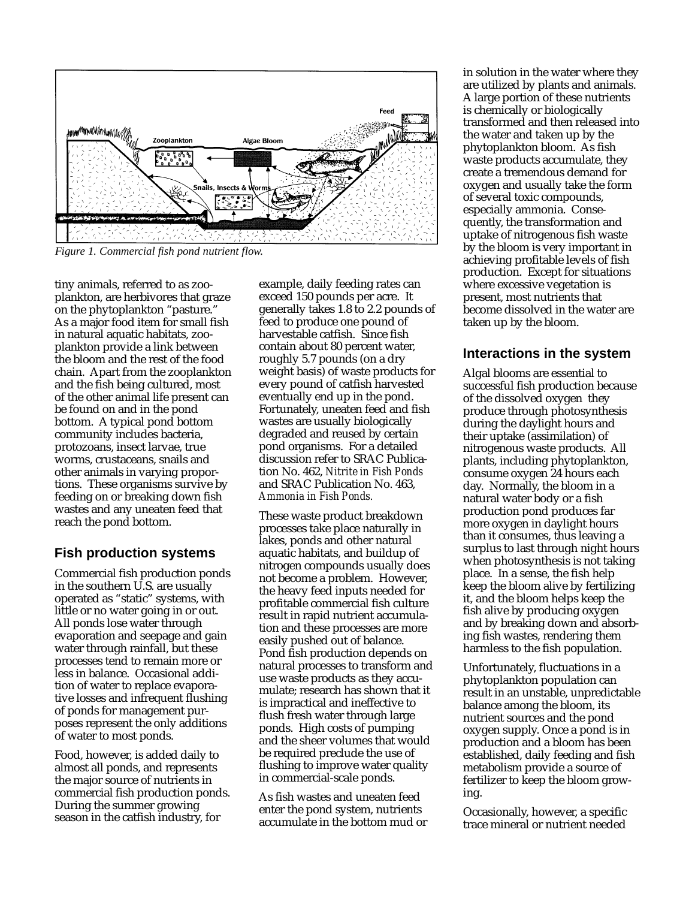*Figure 1. Commercial fish pond nutrient flow.*

tiny animals, referred to as zooplankton, are herbivores that graze on the phytoplankton "pasture." As a major food item for small fish in natural aquatic habitats, zooplankton provide a link between the bloom and the rest of the food chain. Apart from the zooplankton and the fish being cultured, most of the other animal life present can be found on and in the pond bottom. A typical pond bottom community includes bacteria, protozoans, insect larvae, true worms, crustaceans, snails and other animals in varying proportions. These organisms survive by feeding on or breaking down fish wastes and any uneaten feed that reach the pond bottom.

## Fish production systems

Commercial fish production ponds in the southern U.S. are usually operated as "static" systems, with little or no water going in or out. All ponds lose water through evaporation and seepage and gain water through rainfall, but these processes tend to remain more or less in balance. Occasional addition of water to replace evaporative losses and infrequent flushing of ponds for management purposes represent the only additions of water to most ponds.

Food, however, is added daily to almost all ponds, and represents the major source of nutrients in commercial fish production ponds. During the summer growing season in the catfish industry, for example, daily feeding rates can exceed 150 pounds per acre. It generally takes 1.8 to 2.2 pounds of feed to produce one pound of harvestable catfish. Since fish contain about 80 percent water, roughly 5.7 pounds (on a dry weight basis) of waste products for every pound of catfish harvested eventually end up in the pond. Fortunately, uneaten feed and fish wastes are usually biologically degraded and reused by certain pond organisms. For a detailed discussion refer to SRAC Publication No. 462, *Nitrite in Fish Ponds* and SRAC Publication No. 463, *Ammonia in Fish Ponds*.

These waste product breakdown processes take place naturally in lakes, ponds and other natural aquatic habitats, and buildup of nitrogen compounds usually does not become a problem. However, the heavy feed inputs needed for profitable commercial fish culture result in rapid nutrient accumulation and these processes are more easily pushed out of balance. Pond fish production depends on natural processes to transform and use waste products as they accumulate; research has shown that it is impractical and ineffective to flush fresh water through large ponds. High costs of pumping and the sheer volumes that would be required preclude the use of flushing to improve water quality in commercial-scale ponds.

As fish wastes and uneaten feed enter the pond system, nutrients accumulate in the bottom mud or in solution in the water where they are utilized by plants and animals. A large portion of these nutrients is chemically or biologically transformed and then released into the water and taken up by the phytoplankton bloom. As fish waste products accumulate, they create a tremendous demand for oxygen and usually take the form of several toxic compounds, especially ammonia. Consequently, the transformation and uptake of nitrogenous fish waste by the bloom is very important in achieving profitable levels of fish production. Except for situations where excessive vegetation is present, most nutrients that become dissolved in the water are taken up by the bloom.

## Interactions in the system

Algal blooms are essential to successful fish production because of the dissolved oxygen they produce through photosynthesis during the daylight hours and their uptake (assimilation) of nitrogenous waste products. All plants, including phytoplankton, consume oxygen 24 hours each day. Normally, the bloom in a natural water body or a fish production pond produces far more oxygen in daylight hours than it consumes, thus leaving a surplus to last through night hours when photosynthesis is not taking place. In a sense, the fish help keep the bloom alive by fertilizing it, and the bloom helps keep the fish alive by producing oxygen and by breaking down and absorbing fish wastes, rendering them harmless to the fish population.

Unfortunately, fluctuations in a phytoplankton population can result in an unstable, unpredictable balance among the bloom, its nutrient sources and the pond oxygen supply. Once a pond is in production and a bloom has been established, daily feeding and fish metabolism provide a source of fertilizer to keep the bloom growing.

Occasionally, however, a specific trace mineral or nutrient needed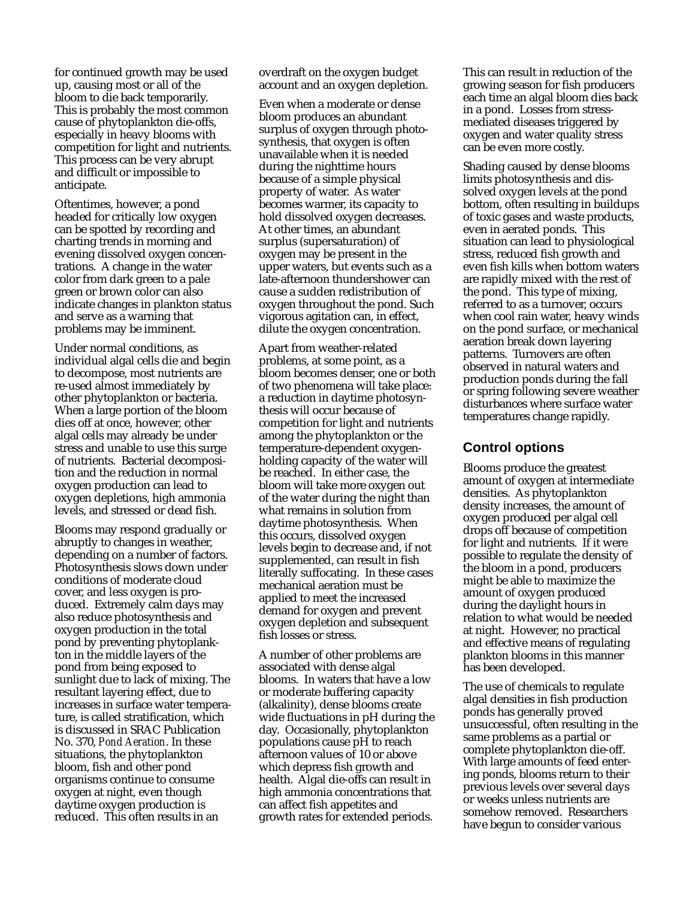for continued growth may be used up, causing most or all of the bloom to die back temporarily. This is probably the most common cause of phytoplankton die-offs, especially in heavy blooms with competition for light and nutrients. This process can be very abrupt and difficult or impossible to anticipate.

Oftentimes, however, a pond headed for critically low oxygen can be spotted by recording and charting trends in morning and evening dissolved oxygen concentrations. A change in the water color from dark green to a pale green or brown color can also indicate changes in plankton status and serve as a warning that problems may be imminent.

Under normal conditions, as individual algal cells die and begin to decompose, most nutrients are re-used almost immediately by other phytoplankton or bacteria. When a large portion of the bloom dies off at once, however, other algal cells may already be under stress and unable to use this surge of nutrients. Bacterial decomposition and the reduction in normal oxygen production can lead to oxygen depletions, high ammonia levels, and stressed or dead fish.

Blooms may respond gradually or abruptly to changes in weather, depending on a number of factors. Photosynthesis slows down under conditions of moderate cloud cover, and less oxygen is produced. Extremely calm days may also reduce photosynthesis and oxygen production in the total pond by preventing phytoplankton in the middle layers of the pond from being exposed to sunlight due to lack of mixing. The resultant layering effect, due to increases in surface water temperature, is called stratification, which is discussed in SRAC Publication No. 370, *Pond Aeration*. In these situations, the phytoplankton bloom, fish and other pond organisms continue to consume oxygen at night, even though daytime oxygen production is reduced. This often results in an overdraft on the oxygen budget account and an oxygen depletion.

Even when a moderate or dense bloom produces an abundant surplus of oxygen through photosynthesis, that oxygen is often unavailable when it is needed during the nighttime hours because of a simple physical property of water. As water becomes warmer, its capacity to hold dissolved oxygen decreases. At other times, an abundant surplus (supersaturation) of oxygen may be present in the upper waters, but events such as a late-afternoon thundershower can cause a sudden redistribution of oxygen throughout the pond. Such vigorous agitation can, in effect, dilute the oxygen concentration.

Apart from weather-related problems, at some point, as a bloom becomes denser, one or both of two phenomena will take place: a reduction in daytime photosynthesis will occur because of competition for light and nutrients among the phytoplankton or the temperature-dependent oxygen-holding capacity of the water will be reached. In either case, the bloom will take more oxygen out of the water during the night than what remains in solution from daytime photosynthesis. When this occurs, dissolved oxygen levels begin to decrease and, if not supplemented, can result in fish literally suffocating. In these cases mechanical aeration must be applied to meet the increased demand for oxygen and prevent oxygen depletion and subsequent fish losses or stress.

A number of other problems are associated with dense algal blooms. In waters that have a low or moderate buffering capacity (alkalinity), dense blooms create wide fluctuations in pH during the day. Occasionally, phytoplankton populations cause pH to reach afternoon values of 10 or above which depress fish growth and health. Algal die-offs can result in high ammonia concentrations that can affect fish appetites and growth rates for extended periods. This can result in reduction of the growing season for fish producers each time an algal bloom dies back in a pond. Losses from stress-mediated diseases triggered by oxygen and water quality stress can be even more costly.

Shading caused by dense blooms limits photosynthesis and dissolved oxygen levels at the pond bottom, often resulting in buildups of toxic gases and waste products, even in aerated ponds. This situation can lead to physiological stress, reduced fish growth and even fish kills when bottom waters are rapidly mixed with the rest of the pond. This type of mixing, referred to as a turnover, occurs when cool rain water, heavy winds on the pond surface, or mechanical aeration break down layering patterns. Turnovers are often observed in natural waters and production ponds during the fall or spring following severe weather disturbances where surface water temperatures change rapidly.

## Control options

Blooms produce the greatest amount of oxygen at intermediate densities. As phytoplankton density increases, the amount of oxygen produced per algal cell drops off because of competition for light and nutrients. If it were possible to regulate the density of the bloom in a pond, producers might be able to maximize the amount of oxygen produced during the daylight hours in relation to what would be needed at night. However, no practical and effective means of regulating plankton blooms in this manner has been developed.

The use of chemicals to regulate algal densities in fish production ponds has generally proved unsuccessful, often resulting in the same problems as a partial or complete phytoplankton die-off. With large amounts of feed entering ponds, blooms return to their previous levels over several days or weeks unless nutrients are somehow removed. Researchers have begun to consider various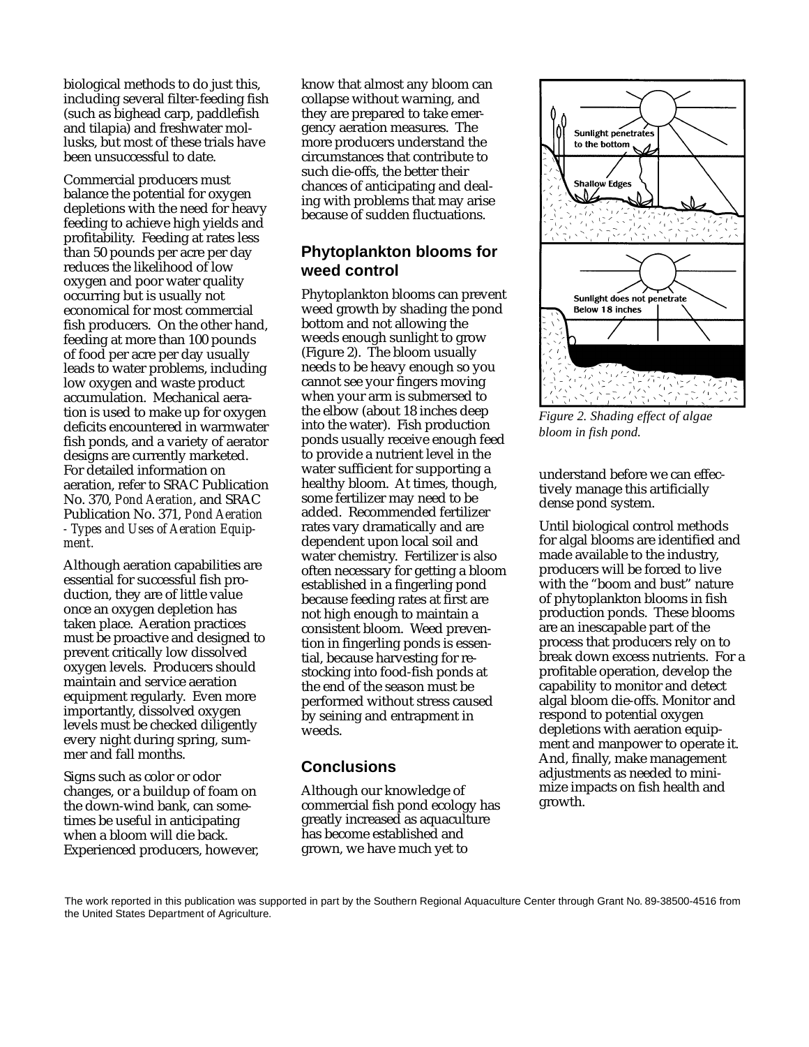biological methods to do just this, including several filter-feeding fish (such as bighead carp, paddlefish and tilapia) and freshwater mollusks, but most of these trials have been unsuccessful to date.

Commercial producers must balance the potential for oxygen depletions with the need for heavy feeding to achieve high yields and profitability. Feeding at rates less than 50 pounds per acre per day reduces the likelihood of low oxygen and poor water quality occurring but is usually not economical for most commercial fish producers. On the other hand, feeding at more than 100 pounds of food per acre per day usually leads to water problems, including low oxygen and waste product accumulation. Mechanical aeration is used to make up for oxygen deficits encountered in warmwater fish ponds, and a variety of aerator designs are currently marketed. For detailed information on aeration, refer to SRAC Publication No. 370, *Pond Aeration*, and SRAC Publication No. 371, *Pond Aeration - Types and Uses of Aeration Equipment.*

Although aeration capabilities are essential for successful fish production, they are of little value once an oxygen depletion has taken place. Aeration practices must be proactive and designed to prevent critically low dissolved oxygen levels. Producers should maintain and service aeration equipment regularly. Even more importantly, dissolved oxygen levels must be checked diligently every night during spring, summer and fall months.

Signs such as color or odor changes, or a buildup of foam on the down-wind bank, can sometimes be useful in anticipating when a bloom will die back. Experienced producers, however, know that almost any bloom can collapse without warning, and they are prepared to take emergency aeration measures. The more producers understand the circumstances that contribute to such die-offs, the better their chances of anticipating and dealing with problems that may arise because of sudden fluctuations.

## Phytoplankton blooms for weed control

Phytoplankton blooms can prevent weed growth by shading the pond bottom and not allowing the weeds enough sunlight to grow (Figure 2). The bloom usually needs to be heavy enough so you cannot see your fingers moving when your arm is submersed to the elbow (about 18 inches deep into the water). Fish production ponds usually receive enough feed to provide a nutrient level in the water sufficient for supporting a healthy bloom. At times, though, some fertilizer may need to be added. Recommended fertilizer rates vary dramatically and are dependent upon local soil and water chemistry. Fertilizer is also often necessary for getting a bloom established in a fingerling pond because feeding rates at first are not high enough to maintain a consistent bloom. Weed prevention in fingerling ponds is essential, because harvesting for restocking into food-fish ponds at the end of the season must be performed without stress caused by seining and entrapment in weeds.

## Conclusions

Although our knowledge of commercial fish pond ecology has greatly increased as aquaculture has become established and grown, we have much yet to understand before we can effectively manage this artificially dense pond system.

Sunlight penetrates to the bottom

Shallow Edges

Sunlight does not penetrate Below 18 inches

*Figure 2. Shading effect of algae bloom in fish pond.*

Until biological control methods for algal blooms are identified and made available to the industry, producers will be forced to live with the "boom and bust" nature of phytoplankton blooms in fish production ponds. These blooms are an inescapable part of the process that producers rely on to break down excess nutrients. For a profitable operation, develop the capability to monitor and detect algal bloom die-offs. Monitor and respond to potential oxygen depletions with aeration equipment and manpower to operate it. And, finally, make management adjustments as needed to minimize impacts on fish health and growth.

The work reported in this publication was supported in part by the Southern Regional Aquaculture Center through Grant No. 89-38500-4516 from the United States Department of Agriculture.